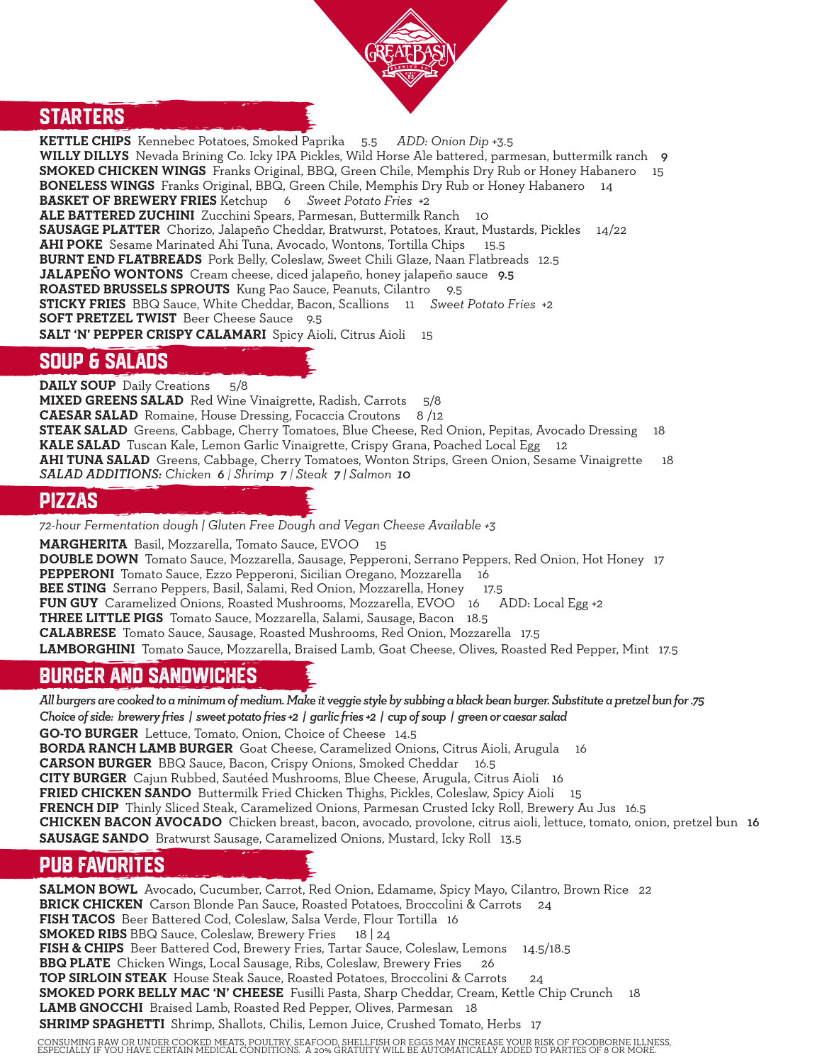## STARTERS

**KETTLE CHIPS** Kennebec Potatoes, Smoked Paprika 5.5 *ADD: Onion Dip +3.5*
**WILLY DILLYS** Nevada Brining Co. Icky IPA Pickles, Wild Horse Ale battered, parmesan, buttermilk ranch **9**
**SMOKED CHICKEN WINGS** Franks Original, BBQ, Green Chile, Memphis Dry Rub or Honey Habanero 15
**BONELESS WINGS** Franks Original, BBQ, Green Chile, Memphis Dry Rub or Honey Habanero 14
**BASKET OF BREWERY FRIES** Ketchup 6 *Sweet Potato Fries +2*
**ALE BATTERED ZUCHINI** Zucchini Spears, Parmesan, Buttermilk Ranch 10
**SAUSAGE PLATTER** Chorizo, Jalapeño Cheddar, Bratwurst, Potatoes, Kraut, Mustards, Pickles 14/22
**AHI POKE** Sesame Marinated Ahi Tuna, Avocado, Wontons, Tortilla Chips 15.5
**BURNT END FLATBREADS** Pork Belly, Coleslaw, Sweet Chili Glaze, Naan Flatbreads 12.5
**JALAPEÑO WONTONS** Cream cheese, diced jalapeño, honey jalapeño sauce **9.5**
**ROASTED BRUSSELS SPROUTS** Kung Pao Sauce, Peanuts, Cilantro 9.5
**STICKY FRIES** BBQ Sauce, White Cheddar, Bacon, Scallions 11 *Sweet Potato Fries +2*
**SOFT PRETZEL TWIST** Beer Cheese Sauce 9.5
**SALT 'N' PEPPER CRISPY CALAMARI** Spicy Aioli, Citrus Aioli 15

## SOUP & SALADS

**DAILY SOUP** Daily Creations 5/8
**MIXED GREENS SALAD** Red Wine Vinaigrette, Radish, Carrots 5/8
**CAESAR SALAD** Romaine, House Dressing, Focaccia Croutons 8 /12
**STEAK SALAD** Greens, Cabbage, Cherry Tomatoes, Blue Cheese, Red Onion, Pepitas, Avocado Dressing 18
**KALE SALAD** Tuscan Kale, Lemon Garlic Vinaigrette, Crispy Grana, Poached Local Egg 12
**AHI TUNA SALAD** Greens, Cabbage, Cherry Tomatoes, Wonton Strips, Green Onion, Sesame Vinaigrette 18
*SALAD ADDITIONS: Chicken **6** | Shrimp **7** | Steak **7** | Salmon **10***

## PIZZAS

*72-hour Fermentation dough | Gluten Free Dough and Vegan Cheese Available +3*

**MARGHERITA** Basil, Mozzarella, Tomato Sauce, EVOO 15
**DOUBLE DOWN** Tomato Sauce, Mozzarella, Sausage, Pepperoni, Serrano Peppers, Red Onion, Hot Honey 17
**PEPPERONI** Tomato Sauce, Ezzo Pepperoni, Sicilian Oregano, Mozzarella 16
**BEE STING** Serrano Peppers, Basil, Salami, Red Onion, Mozzarella, Honey 17.5
**FUN GUY** Caramelized Onions, Roasted Mushrooms, Mozzarella, EVOO 16 ADD: Local Egg +2
**THREE LITTLE PIGS** Tomato Sauce, Mozzarella, Salami, Sausage, Bacon 18.5
**CALABRESE** Tomato Sauce, Sausage, Roasted Mushrooms, Red Onion, Mozzarella 17.5
**LAMBORGHINI** Tomato Sauce, Mozzarella, Braised Lamb, Goat Cheese, Olives, Roasted Red Pepper, Mint 17.5

## BURGER AND SANDWICHES

***All burgers are cooked to a minimum of medium. Make it veggie style by subbing a black bean burger. Substitute a pretzel bun for .75***
***Choice of side: brewery fries | sweet potato fries +2 | garlic fries +2 | cup of soup | green or caesar salad***

**GO-TO BURGER** Lettuce, Tomato, Onion, Choice of Cheese 14.5
**BORDA RANCH LAMB BURGER** Goat Cheese, Caramelized Onions, Citrus Aioli, Arugula 16
**CARSON BURGER** BBQ Sauce, Bacon, Crispy Onions, Smoked Cheddar 16.5
**CITY BURGER** Cajun Rubbed, Sautéed Mushrooms, Blue Cheese, Arugula, Citrus Aioli 16
**FRIED CHICKEN SANDO** Buttermilk Fried Chicken Thighs, Pickles, Coleslaw, Spicy Aioli 15
**FRENCH DIP** Thinly Sliced Steak, Caramelized Onions, Parmesan Crusted Icky Roll, Brewery Au Jus 16.5
**CHICKEN BACON AVOCADO** Chicken breast, bacon, avocado, provolone, citrus aioli, lettuce, tomato, onion, pretzel bun **16**
**SAUSAGE SANDO** Bratwurst Sausage, Caramelized Onions, Mustard, Icky Roll 13.5

## PUB FAVORITES

**SALMON BOWL** Avocado, Cucumber, Carrot, Red Onion, Edamame, Spicy Mayo, Cilantro, Brown Rice 22
**BRICK CHICKEN** Carson Blonde Pan Sauce, Roasted Potatoes, Broccolini & Carrots 24
**FISH TACOS** Beer Battered Cod, Coleslaw, Salsa Verde, Flour Tortilla 16
**SMOKED RIBS** BBQ Sauce, Coleslaw, Brewery Fries 18 | 24
**FISH & CHIPS** Beer Battered Cod, Brewery Fries, Tartar Sauce, Coleslaw, Lemons 14.5/18.5
**BBQ PLATE** Chicken Wings, Local Sausage, Ribs, Coleslaw, Brewery Fries 26
**TOP SIRLOIN STEAK** House Steak Sauce, Roasted Potatoes, Broccolini & Carrots 24
**SMOKED PORK BELLY MAC 'N' CHEESE** Fusilli Pasta, Sharp Cheddar, Cream, Kettle Chip Crunch 18
**LAMB GNOCCHI** Braised Lamb, Roasted Red Pepper, Olives, Parmesan 18
**SHRIMP SPAGHETTI** Shrimp, Shallots, Chilis, Lemon Juice, Crushed Tomato, Herbs 17

CONSUMING RAW OR UNDER COOKED MEATS, POULTRY, SEAFOOD, SHELLFISH OR EGGS MAY INCREASE YOUR RISK OF FOODBORNE ILLNESS, ESPECIALLY IF YOU HAVE CERTAIN MEDICAL CONDITIONS. A 20% GRATUITY WILL BE AUTOMATICALLY ADDED TO PARTIES OF 8 OR MORE.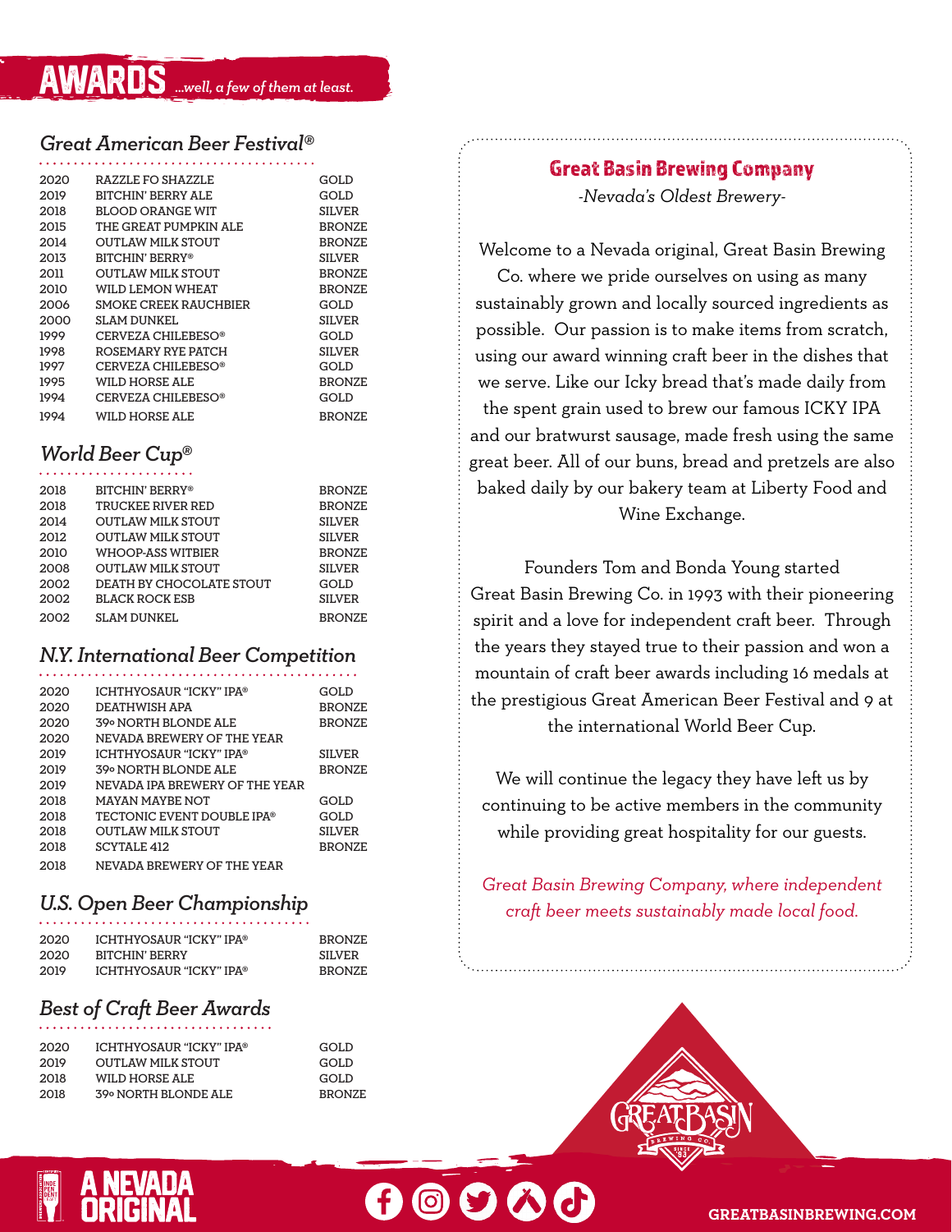# AWARDS *...well, a few of them at least.*

## *Great American Beer Festival®*

| | | |
|---|---|---|
| 2020 | RAZZLE FO SHAZZLE | GOLD |
| 2019 | BITCHIN' BERRY ALE | GOLD |
| 2018 | BLOOD ORANGE WIT | SILVER |
| 2015 | THE GREAT PUMPKIN ALE | BRONZE |
| 2014 | OUTLAW MILK STOUT | BRONZE |
| 2013 | BITCHIN' BERRY® | SILVER |
| 2011 | OUTLAW MILK STOUT | BRONZE |
| 2010 | WILD LEMON WHEAT | BRONZE |
| 2006 | SMOKE CREEK RAUCHBIER | GOLD |
| 2000 | SLAM DUNKEL | SILVER |
| 1999 | CERVEZA CHILEBESO® | GOLD |
| 1998 | ROSEMARY RYE PATCH | SILVER |
| 1997 | CERVEZA CHILEBESO® | GOLD |
| 1995 | WILD HORSE ALE | BRONZE |
| 1994 | CERVEZA CHILEBESO® | GOLD |
| 1994 | WILD HORSE ALE | BRONZE |

## *World Beer Cup®*

| | | |
|---|---|---|
| 2018 | BITCHIN' BERRY® | BRONZE |
| 2018 | TRUCKEE RIVER RED | BRONZE |
| 2014 | OUTLAW MILK STOUT | SILVER |
| 2012 | OUTLAW MILK STOUT | SILVER |
| 2010 | WHOOP-ASS WITBIER | BRONZE |
| 2008 | OUTLAW MILK STOUT | SILVER |
| 2002 | DEATH BY CHOCOLATE STOUT | GOLD |
| 2002 | BLACK ROCK ESB | SILVER |
| 2002 | SLAM DUNKEL | BRONZE |

## *N.Y. International Beer Competition*

| | | |
|---|---|---|
| 2020 | ICHTHYOSAUR "ICKY" IPA® | GOLD |
| 2020 | DEATHWISH APA | BRONZE |
| 2020 | 39° NORTH BLONDE ALE | BRONZE |
| 2020 | NEVADA BREWERY OF THE YEAR | |
| 2019 | ICHTHYOSAUR "ICKY" IPA® | SILVER |
| 2019 | 39° NORTH BLONDE ALE | BRONZE |
| 2019 | NEVADA IPA BREWERY OF THE YEAR | |
| 2018 | MAYAN MAYBE NOT | GOLD |
| 2018 | TECTONIC EVENT DOUBLE IPA® | GOLD |
| 2018 | OUTLAW MILK STOUT | SILVER |
| 2018 | SCYTALE 412 | BRONZE |
| 2018 | NEVADA BREWERY OF THE YEAR | |

## *U.S. Open Beer Championship*

| | | |
|---|---|---|
| 2020 | ICHTHYOSAUR "ICKY" IPA® | BRONZE |
| 2020 | BITCHIN' BERRY | SILVER |
| 2019 | ICHTHYOSAUR "ICKY" IPA® | BRONZE |

## *Best of Craft Beer Awards*

| | | |
|---|---|---|
| 2020 | ICHTHYOSAUR "ICKY" IPA® | GOLD |
| 2019 | OUTLAW MILK STOUT | GOLD |
| 2018 | WILD HORSE ALE | GOLD |
| 2018 | 39° NORTH BLONDE ALE | BRONZE |

## Great Basin Brewing Company

*-Nevada's Oldest Brewery-*

Welcome to a Nevada original, Great Basin Brewing Co. where we pride ourselves on using as many sustainably grown and locally sourced ingredients as possible. Our passion is to make items from scratch, using our award winning craft beer in the dishes that we serve. Like our Icky bread that's made daily from the spent grain used to brew our famous ICKY IPA and our bratwurst sausage, made fresh using the same great beer. All of our buns, bread and pretzels are also baked daily by our bakery team at Liberty Food and Wine Exchange.

Founders Tom and Bonda Young started Great Basin Brewing Co. in 1993 with their pioneering spirit and a love for independent craft beer. Through the years they stayed true to their passion and won a mountain of craft beer awards including 16 medals at the prestigious Great American Beer Festival and 9 at the international World Beer Cup.

We will continue the legacy they have left us by continuing to be active members in the community while providing great hospitality for our guests.

*Great Basin Brewing Company, where independent craft beer meets sustainably made local food.*

A NEVADA ORIGINAL

GREATBASINBREWING.COM